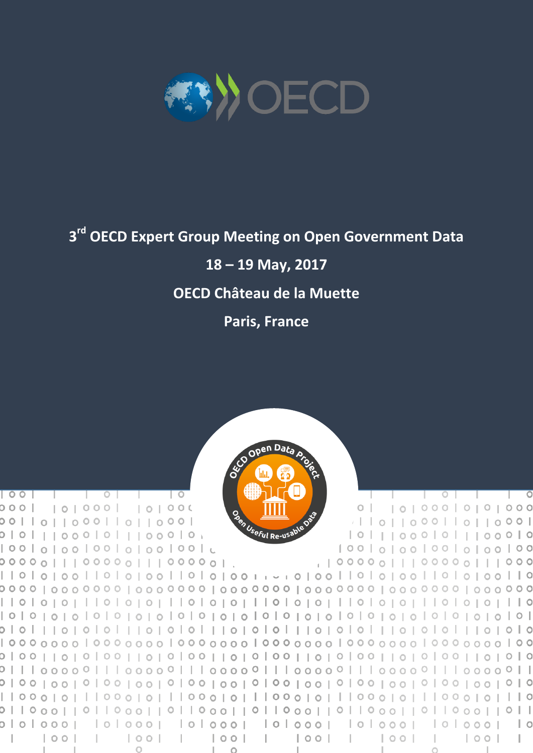# 3rd OECD Expert Group Meeting on Open Government Data

**18 – 19 May, 2017**

**OECD Château de la Muette**

**Paris, France**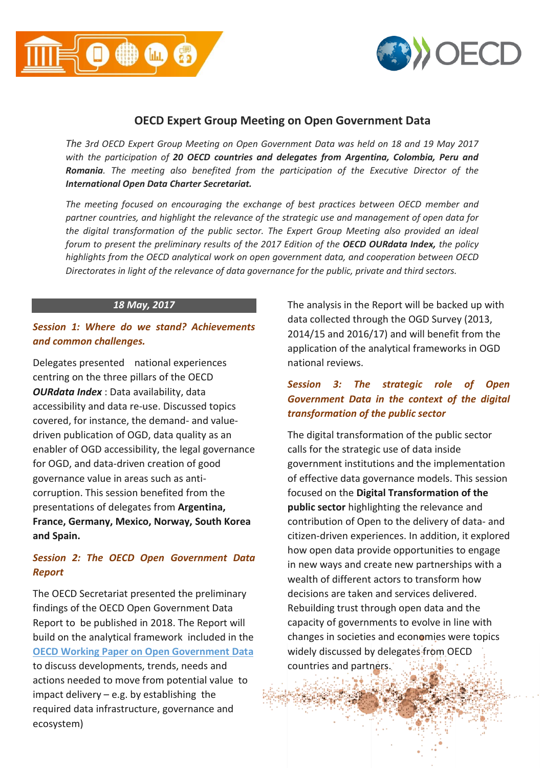## OECD Expert Group Meeting on Open Government Data

*The 3rd OECD Expert Group Meeting on Open Government Data was held on 18 and 19 May 2017 with the participation of* ***20 OECD countries and delegates from Argentina, Colombia, Peru and Romania****. The meeting also benefited from the participation of the Executive Director of the* ***International Open Data Charter Secretariat.***

*The meeting focused on encouraging the exchange of best practices between OECD member and partner countries, and highlight the relevance of the strategic use and management of open data for the digital transformation of the public sector. The Expert Group Meeting also provided an ideal forum to present the preliminary results of the 2017 Edition of the* ***OECD OURdata Index,*** *the policy highlights from the OECD analytical work on open government data, and cooperation between OECD Directorates in light of the relevance of data governance for the public, private and third sectors.*

### *18 May, 2017*

#### *Session 1: Where do we stand? Achievements and common challenges.*

Delegates presented national experiences centring on the three pillars of the OECD ***OURdata Index*** : Data availability, data accessibility and data re-use. Discussed topics covered, for instance, the demand- and value-driven publication of OGD, data quality as an enabler of OGD accessibility, the legal governance for OGD, and data-driven creation of good governance value in areas such as anti-corruption. This session benefited from the presentations of delegates from **Argentina, France, Germany, Mexico, Norway, South Korea and Spain.**

#### *Session 2: The OECD Open Government Data Report*

The OECD Secretariat presented the preliminary findings of the OECD Open Government Data Report to be published in 2018. The Report will build on the analytical framework included in the [OECD Working Paper on Open Government Data](OECD Working Paper on Open Government Data) to discuss developments, trends, needs and actions needed to move from potential value to impact delivery – e.g. by establishing the required data infrastructure, governance and ecosystem)

The analysis in the Report will be backed up with data collected through the OGD Survey (2013, 2014/15 and 2016/17) and will benefit from the application of the analytical frameworks in OGD national reviews.

#### *Session 3: The strategic role of Open Government Data in the context of the digital transformation of the public sector*

The digital transformation of the public sector calls for the strategic use of data inside government institutions and the implementation of effective data governance models. This session focused on the **Digital Transformation of the public sector** highlighting the relevance and contribution of Open to the delivery of data- and citizen-driven experiences. In addition, it explored how open data provide opportunities to engage in new ways and create new partnerships with a wealth of different actors to transform how decisions are taken and services delivered. Rebuilding trust through open data and the capacity of governments to evolve in line with changes in societies and economies were topics widely discussed by delegates from OECD countries and partners.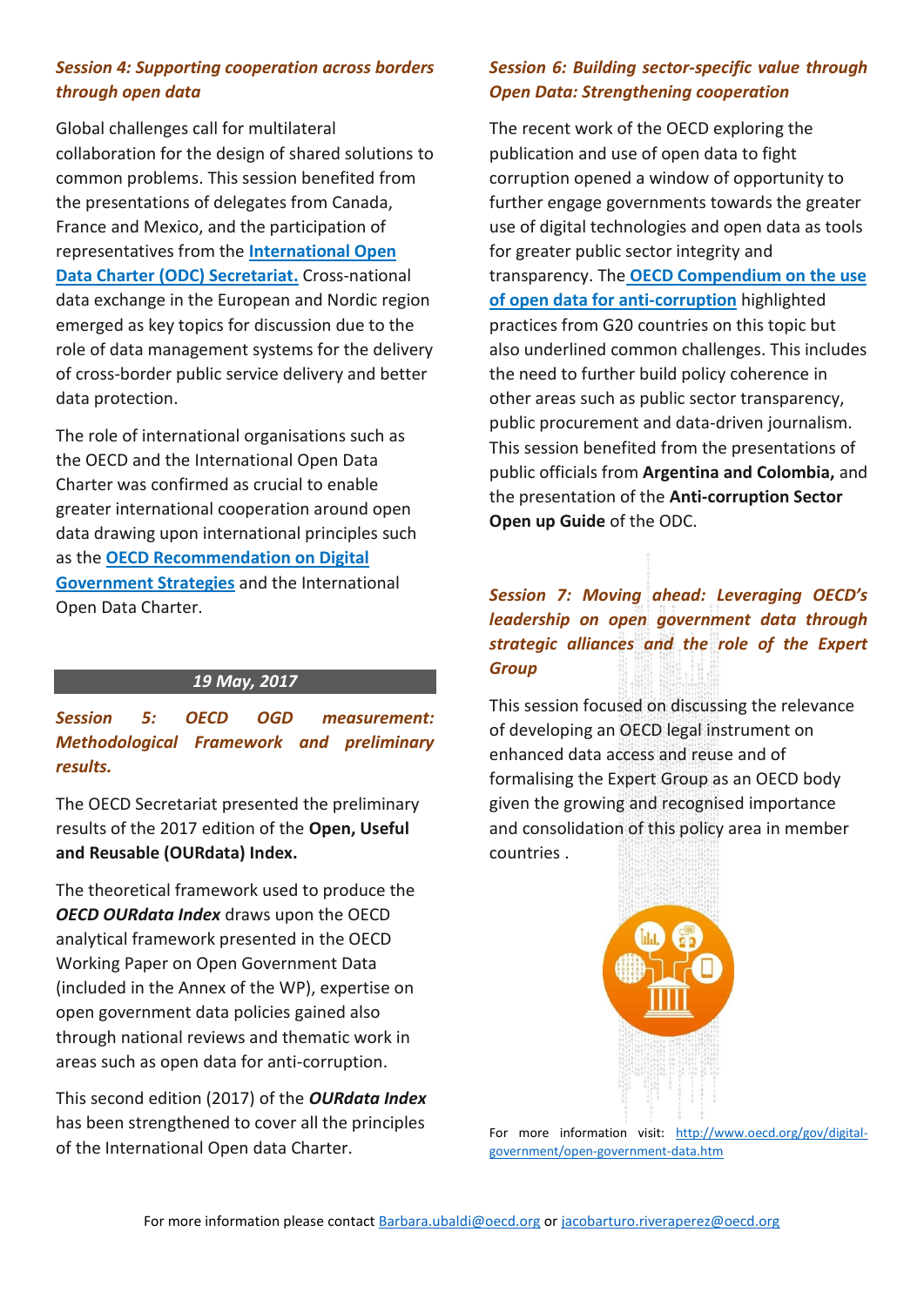### *Session 4: Supporting cooperation across borders through open data*

Global challenges call for multilateral collaboration for the design of shared solutions to common problems. This session benefited from the presentations of delegates from Canada, France and Mexico, and the participation of representatives from the **International Open Data Charter (ODC) Secretariat.** Cross-national data exchange in the European and Nordic region emerged as key topics for discussion due to the role of data management systems for the delivery of cross-border public service delivery and better data protection.

The role of international organisations such as the OECD and the International Open Data Charter was confirmed as crucial to enable greater international cooperation around open data drawing upon international principles such as the **OECD Recommendation on Digital Government Strategies** and the International Open Data Charter.

***19 May, 2017***

### *Session 5: OECD OGD measurement: Methodological Framework and preliminary results.*

The OECD Secretariat presented the preliminary results of the 2017 edition of the **Open, Useful and Reusable (OURdata) Index.**

The theoretical framework used to produce the ***OECD OURdata Index*** draws upon the OECD analytical framework presented in the OECD Working Paper on Open Government Data (included in the Annex of the WP), expertise on open government data policies gained also through national reviews and thematic work in areas such as open data for anti-corruption.

This second edition (2017) of the ***OURdata Index*** has been strengthened to cover all the principles of the International Open data Charter.

### *Session 6: Building sector-specific value through Open Data: Strengthening cooperation*

The recent work of the OECD exploring the publication and use of open data to fight corruption opened a window of opportunity to further engage governments towards the greater use of digital technologies and open data as tools for greater public sector integrity and transparency. The **OECD Compendium on the use of open data for anti-corruption** highlighted practices from G20 countries on this topic but also underlined common challenges. This includes the need to further build policy coherence in other areas such as public sector transparency, public procurement and data-driven journalism. This session benefited from the presentations of public officials from **Argentina and Colombia,** and the presentation of the **Anti-corruption Sector Open up Guide** of the ODC.

### *Session 7: Moving ahead: Leveraging OECD's leadership on open government data through strategic alliances and the role of the Expert Group*

This session focused on discussing the relevance of developing an OECD legal instrument on enhanced data access and reuse and of formalising the Expert Group as an OECD body given the growing and recognised importance and consolidation of this policy area in member countries .

For more information visit: http://www.oecd.org/gov/digital-government/open-government-data.htm

For more information please contact Barbara.ubaldi@oecd.org or jacobarturo.riveraperez@oecd.org